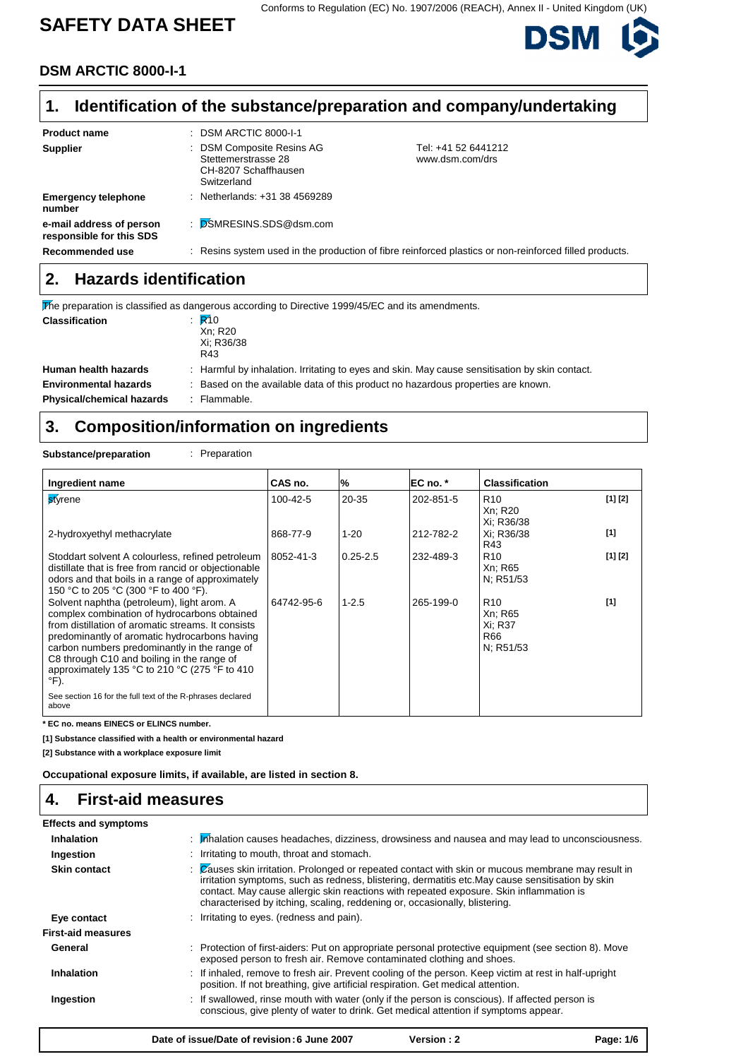Conforms to Regulation (EC) No. 1907/2006 (REACH), Annex II - United Kingdom (UK)

# SAFETY DATA SHEET

## DSM ARCTIC 8000-I-1

## 1. Identification of the substance/preparation and company/undertaking

| | | |
|---|---|---|
| **Product name** | : DSM ARCTIC 8000-I-1 | |
| **Supplier** | : DSM Composite Resins AG<br>Stettemerstrasse 28<br>CH-8207 Schaffhausen<br>Switzerland | Tel: +41 52 6441212<br>www.dsm.com/drs |
| **Emergency telephone number** | : Netherlands: +31 38 4569289 | |
| **e-mail address of person responsible for this SDS** | : DSMRESINS.SDS@dsm.com | |
| **Recommended use** | : Resins system used in the production of fibre reinforced plastics or non-reinforced filled products. | |

## 2. Hazards identification

The preparation is classified as dangerous according to Directive 1999/45/EC and its amendments.

| | |
|---|---|
| **Classification** | : R10<br>Xn; R20<br>Xi; R36/38<br>R43 |
| **Human health hazards** | : Harmful by inhalation. Irritating to eyes and skin. May cause sensitisation by skin contact. |
| **Environmental hazards** | : Based on the available data of this product no hazardous properties are known. |
| **Physical/chemical hazards** | : Flammable. |

## 3. Composition/information on ingredients

**Substance/preparation** : Preparation

| Ingredient name | CAS no. | % | EC no. * | Classification | |
|---|---|---|---|---|---|
| styrene | 100-42-5 | 20-35 | 202-851-5 | R10<br>Xn; R20<br>Xi; R36/38 | [1] [2] |
| 2-hydroxyethyl methacrylate | 868-77-9 | 1-20 | 212-782-2 | Xi; R36/38<br>R43 | [1] |
| Stoddart solvent A colourless, refined petroleum distillate that is free from rancid or objectionable odors and that boils in a range of approximately 150 °C to 205 °C (300 °F to 400 °F). | 8052-41-3 | 0.25-2.5 | 232-489-3 | R10<br>Xn; R65<br>N; R51/53 | [1] [2] |
| Solvent naphtha (petroleum), light arom. A complex combination of hydrocarbons obtained from distillation of aromatic streams. It consists predominantly of aromatic hydrocarbons having carbon numbers predominantly in the range of C8 through C10 and boiling in the range of approximately 135 °C to 210 °C (275 °F to 410 °F). | 64742-95-6 | 1-2.5 | 265-199-0 | R10<br>Xn; R65<br>Xi; R37<br>R66<br>N; R51/53 | [1] |
| See section 16 for the full text of the R-phrases declared above | | | | | |

**\* EC no. means EINECS or ELINCS number.**

**[1] Substance classified with a health or environmental hazard**

**[2] Substance with a workplace exposure limit**

**Occupational exposure limits, if available, are listed in section 8.**

## 4. First-aid measures

**Effects and symptoms**

| | |
|---|---|
| **Inhalation** | : Inhalation causes headaches, dizziness, drowsiness and nausea and may lead to unconsciousness. |
| **Ingestion** | : Irritating to mouth, throat and stomach. |
| **Skin contact** | : Causes skin irritation. Prolonged or repeated contact with skin or mucous membrane may result in irritation symptoms, such as redness, blistering, dermatitis etc.May cause sensitisation by skin contact. May cause allergic skin reactions with repeated exposure. Skin inflammation is characterised by itching, scaling, reddening or, occasionally, blistering. |
| **Eye contact** | : Irritating to eyes. (redness and pain). |

**First-aid measures**

| | |
|---|---|
| **General** | : Protection of first-aiders: Put on appropriate personal protective equipment (see section 8). Move exposed person to fresh air. Remove contaminated clothing and shoes. |
| **Inhalation** | : If inhaled, remove to fresh air. Prevent cooling of the person. Keep victim at rest in half-upright position. If not breathing, give artificial respiration. Get medical attention. |
| **Ingestion** | : If swallowed, rinse mouth with water (only if the person is conscious). If affected person is conscious, give plenty of water to drink. Get medical attention if symptoms appear. |

Date of issue/Date of revision : 6 June 2007 Version : 2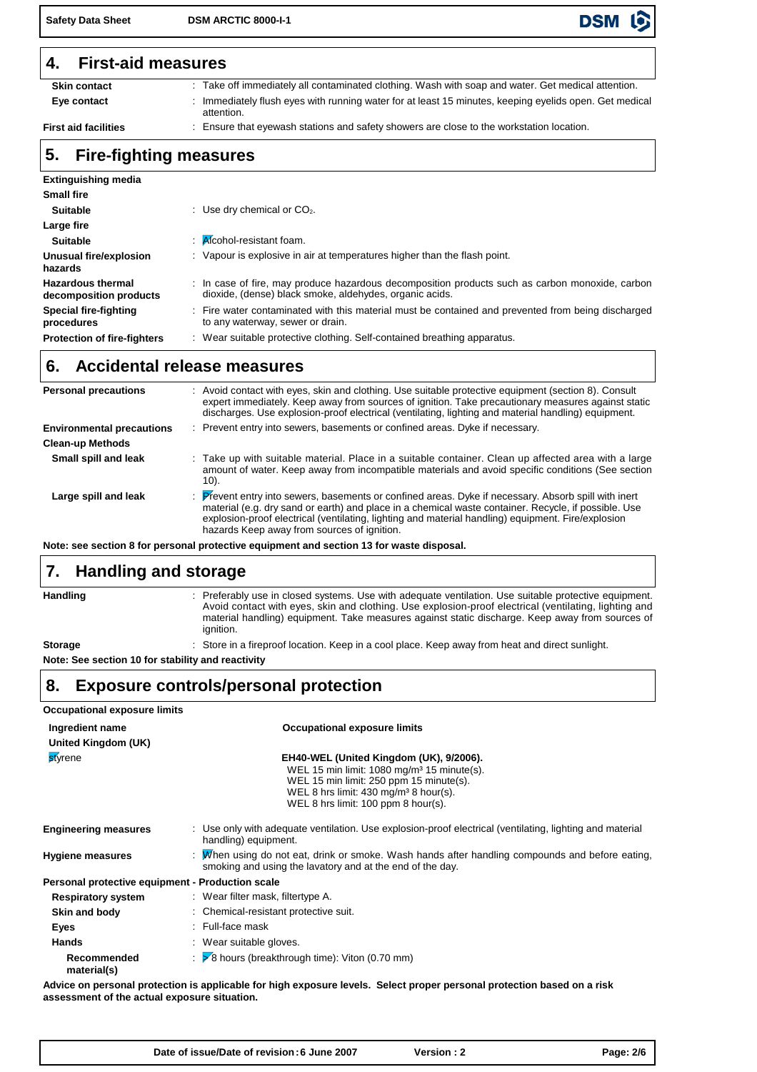## 4. First-aid measures

| | |
|---|---|
| **Skin contact** | : Take off immediately all contaminated clothing. Wash with soap and water. Get medical attention. |
| **Eye contact** | : Immediately flush eyes with running water for at least 15 minutes, keeping eyelids open. Get medical attention. |
| **First aid facilities** | : Ensure that eyewash stations and safety showers are close to the workstation location. |

## 5. Fire-fighting measures

**Extinguishing media**

**Small fire**

| | |
|---|---|
| **Suitable** | : Use dry chemical or $CO_2$. |

**Large fire**

| | |
|---|---|
| **Suitable** | : Alcohol-resistant foam. |
| **Unusual fire/explosion hazards** | : Vapour is explosive in air at temperatures higher than the flash point. |
| **Hazardous thermal decomposition products** | : In case of fire, may produce hazardous decomposition products such as carbon monoxide, carbon dioxide, (dense) black smoke, aldehydes, organic acids. |
| **Special fire-fighting procedures** | : Fire water contaminated with this material must be contained and prevented from being discharged to any waterway, sewer or drain. |
| **Protection of fire-fighters** | : Wear suitable protective clothing. Self-contained breathing apparatus. |

## 6. Accidental release measures

| | |
|---|---|
| **Personal precautions** | : Avoid contact with eyes, skin and clothing. Use suitable protective equipment (section 8). Consult expert immediately. Keep away from sources of ignition. Take precautionary measures against static discharges. Use explosion-proof electrical (ventilating, lighting and material handling) equipment. |
| **Environmental precautions** | : Prevent entry into sewers, basements or confined areas. Dyke if necessary. |

**Clean-up Methods**

| | |
|---|---|
| **Small spill and leak** | : Take up with suitable material. Place in a suitable container. Clean up affected area with a large amount of water. Keep away from incompatible materials and avoid specific conditions (See section 10). |
| **Large spill and leak** | : Prevent entry into sewers, basements or confined areas. Dyke if necessary. Absorb spill with inert material (e.g. dry sand or earth) and place in a chemical waste container. Recycle, if possible. Use explosion-proof electrical (ventilating, lighting and material handling) equipment. Fire/explosion hazards Keep away from sources of ignition. |

**Note: see section 8 for personal protective equipment and section 13 for waste disposal.**

## 7. Handling and storage

| | |
|---|---|
| **Handling** | : Preferably use in closed systems. Use with adequate ventilation. Use suitable protective equipment. Avoid contact with eyes, skin and clothing. Use explosion-proof electrical (ventilating, lighting and material handling) equipment. Take measures against static discharge. Keep away from sources of ignition. |
| **Storage** | : Store in a fireproof location. Keep in a cool place. Keep away from heat and direct sunlight. |

**Note: See section 10 for stability and reactivity**

## 8. Exposure controls/personal protection

**Occupational exposure limits**

| Ingredient name | Occupational exposure limits |
|---|---|
| **United Kingdom (UK)** | |
| styrene | **EH40-WEL (United Kingdom (UK), 9/2006).**<br>WEL 15 min limit: 1080 mg/m³ 15 minute(s).<br>WEL 15 min limit: 250 ppm 15 minute(s).<br>WEL 8 hrs limit: 430 mg/m³ 8 hour(s).<br>WEL 8 hrs limit: 100 ppm 8 hour(s). |

| | |
|---|---|
| **Engineering measures** | : Use only with adequate ventilation. Use explosion-proof electrical (ventilating, lighting and material handling) equipment. |
| **Hygiene measures** | : When using do not eat, drink or smoke. Wash hands after handling compounds and before eating, smoking and using the lavatory and at the end of the day. |

**Personal protective equipment - Production scale**

| | |
|---|---|
| **Respiratory system** | : Wear filter mask, filtertype A. |
| **Skin and body** | : Chemical-resistant protective suit. |
| **Eyes** | : Full-face mask |
| **Hands** | : Wear suitable gloves. |
| **Recommended material(s)** | : >8 hours (breakthrough time): Viton (0.70 mm) |

**Advice on personal protection is applicable for high exposure levels. Select proper personal protection based on a risk assessment of the actual exposure situation.**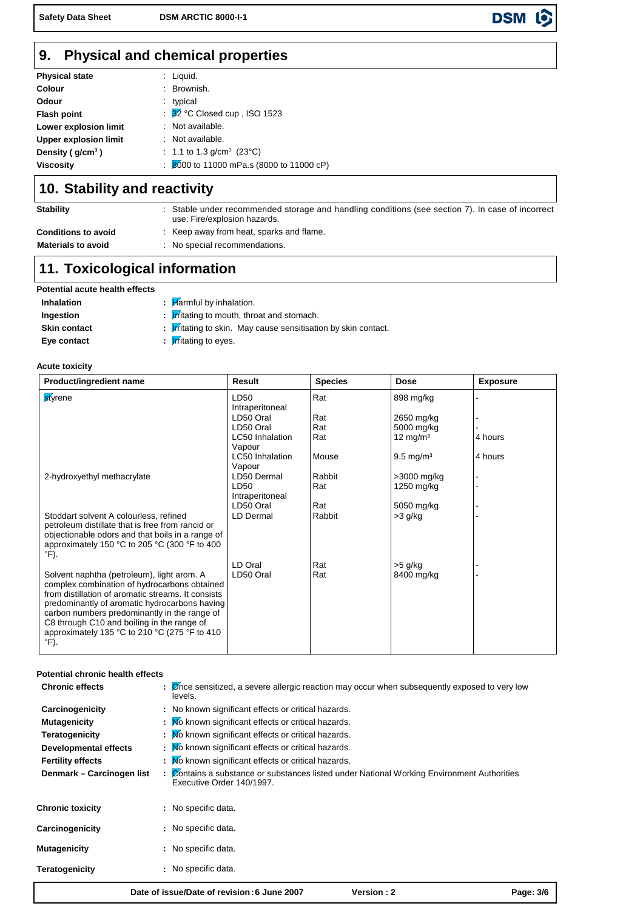## 9. Physical and chemical properties

| | |
|---|---|
| **Physical state** | : Liquid. |
| **Colour** | : Brownish. |
| **Odour** | : typical |
| **Flash point** | : 32 °C Closed cup , ISO 1523 |
| **Lower explosion limit** | : Not available. |
| **Upper explosion limit** | : Not available. |
| **Density ( g/cm³ )** | : 1.1 to 1.3 g/cm³ (23°C) |
| **Viscosity** | : 8000 to 11000 mPa.s (8000 to 11000 cP) |

## 10. Stability and reactivity

| | |
|---|---|
| **Stability** | : Stable under recommended storage and handling conditions (see section 7). In case of incorrect use: Fire/explosion hazards. |
| **Conditions to avoid** | : Keep away from heat, sparks and flame. |
| **Materials to avoid** | : No special recommendations. |

## 11. Toxicological information

**Potential acute health effects**

| | |
|---|---|
| **Inhalation** | : Harmful by inhalation. |
| **Ingestion** | : Irritating to mouth, throat and stomach. |
| **Skin contact** | : Irritating to skin. May cause sensitisation by skin contact. |
| **Eye contact** | : Irritating to eyes. |

**Acute toxicity**

| Product/ingredient name | Result | Species | Dose | Exposure |
|---|---|---|---|---|
| styrene | LD50 Intraperitoneal | Rat | 898 mg/kg | - |
| | LD50 Oral | Rat | 2650 mg/kg | - |
| | LD50 Oral | Rat | 5000 mg/kg | - |
| | LC50 Inhalation Vapour | Rat | 12 mg/m³ | 4 hours |
| | LC50 Inhalation Vapour | Mouse | 9.5 mg/m³ | 4 hours |
| 2-hydroxyethyl methacrylate | LD50 Dermal | Rabbit | >3000 mg/kg | - |
| | LD50 Intraperitoneal | Rat | 1250 mg/kg | - |
| | LD50 Oral | Rat | 5050 mg/kg | - |
| Stoddart solvent A colourless, refined petroleum distillate that is free from rancid or objectionable odors and that boils in a range of approximately 150 °C to 205 °C (300 °F to 400 °F). | LD Dermal | Rabbit | >3 g/kg | - |
| | LD Oral | Rat | >5 g/kg | - |
| Solvent naphtha (petroleum), light arom. A complex combination of hydrocarbons obtained from distillation of aromatic streams. It consists predominantly of aromatic hydrocarbons having carbon numbers predominantly in the range of C8 through C10 and boiling in the range of approximately 135 °C to 210 °C (275 °F to 410 °F). | LD50 Oral | Rat | 8400 mg/kg | - |

**Potential chronic health effects**

| | |
|---|---|
| **Chronic effects** | : Once sensitized, a severe allergic reaction may occur when subsequently exposed to very low levels. |
| **Carcinogenicity** | : No known significant effects or critical hazards. |
| **Mutagenicity** | : No known significant effects or critical hazards. |
| **Teratogenicity** | : No known significant effects or critical hazards. |
| **Developmental effects** | : No known significant effects or critical hazards. |
| **Fertility effects** | : No known significant effects or critical hazards. |
| **Denmark – Carcinogen list** | : Contains a substance or substances listed under National Working Environment Authorities Executive Order 140/1997. |

| | |
|---|---|
| **Chronic toxicity** | : No specific data. |
| **Carcinogenicity** | : No specific data. |
| **Mutagenicity** | : No specific data. |
| **Teratogenicity** | : No specific data. |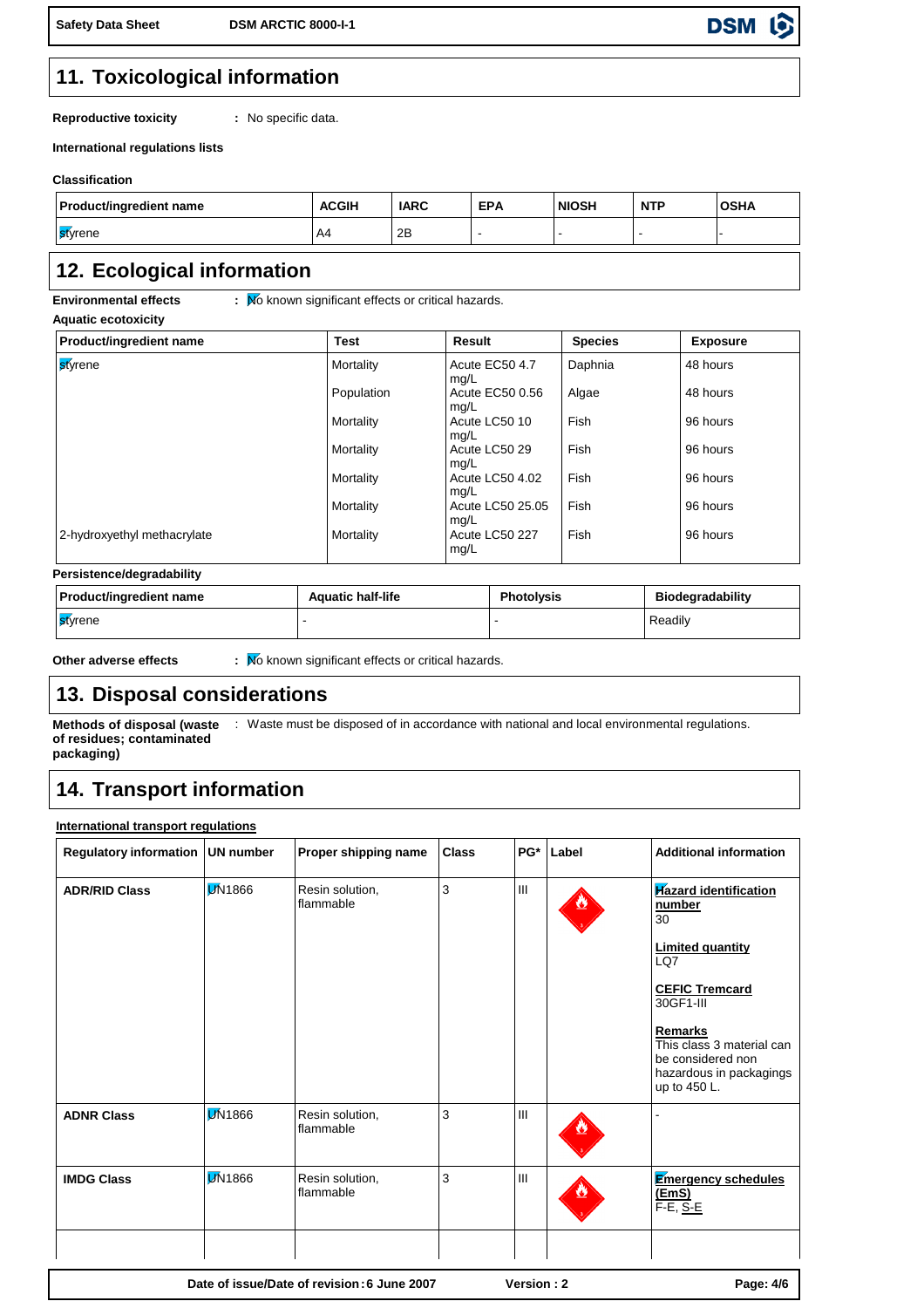## 11. Toxicological information

**Reproductive toxicity** : No specific data.

**International regulations lists**

**Classification**

| Product/ingredient name | ACGIH | IARC | EPA | NIOSH | NTP | OSHA |
|---|---|---|---|---|---|---|
| styrene | A4 | 2B | - | - | - | - |

## 12. Ecological information

**Environmental effects** : No known significant effects or critical hazards.

**Aquatic ecotoxicity**

| Product/ingredient name | Test | Result | Species | Exposure |
|---|---|---|---|---|
| styrene | Mortality | Acute EC50 4.7 mg/L | Daphnia | 48 hours |
| | Population | Acute EC50 0.56 mg/L | Algae | 48 hours |
| | Mortality | Acute LC50 10 mg/L | Fish | 96 hours |
| | Mortality | Acute LC50 29 mg/L | Fish | 96 hours |
| | Mortality | Acute LC50 4.02 mg/L | Fish | 96 hours |
| | Mortality | Acute LC50 25.05 mg/L | Fish | 96 hours |
| 2-hydroxyethyl methacrylate | Mortality | Acute LC50 227 mg/L | Fish | 96 hours |

**Persistence/degradability**

| Product/ingredient name | Aquatic half-life | Photolysis | Biodegradability |
|---|---|---|---|
| styrene | - | - | Readily |

**Other adverse effects** : No known significant effects or critical hazards.

## 13. Disposal considerations

**Methods of disposal (waste of residues; contaminated packaging)** : Waste must be disposed of in accordance with national and local environmental regulations.

## 14. Transport information

**International transport regulations**

| Regulatory information | UN number | Proper shipping name | Class | PG* | Label | Additional information |
|---|---|---|---|---|---|---|
| **ADR/RID Class** | UN1866 | Resin solution, flammable | 3 | III | | **Hazard identification number** 30<br>**Limited quantity** LQ7<br>**CEFIC Tremcard** 30GF1-III<br>**Remarks** This class 3 material can be considered non hazardous in packagings up to 450 L. |
| **ADNR Class** | UN1866 | Resin solution, flammable | 3 | III | | - |
| **IMDG Class** | UN1866 | Resin solution, flammable | 3 | III | | **Emergency schedules (EmS)** F-E, S-E |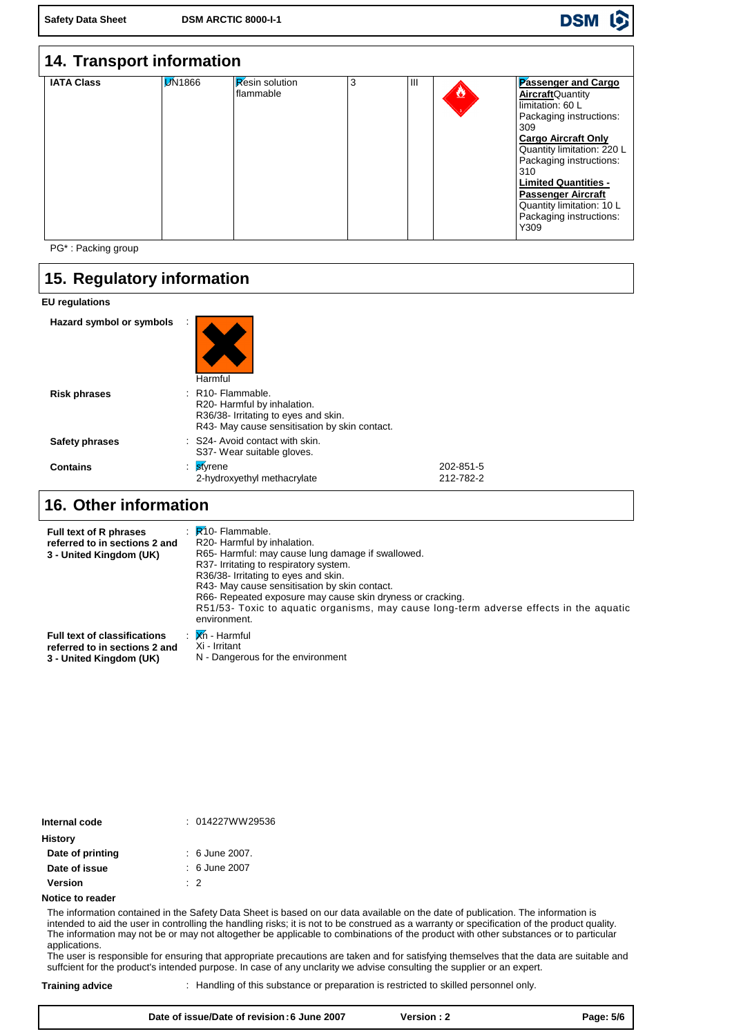## 14. Transport information

| IATA Class | UN1866 | Resin solution flammable | 3 | III | | **Passenger and Cargo Aircraft** Quantity limitation: 60 L Packaging instructions: 309 **Cargo Aircraft Only** Quantity limitation: 220 L Packaging instructions: 310 **Limited Quantities - Passenger Aircraft** Quantity limitation: 10 L Packaging instructions: Y309 |
|---|---|---|---|---|---|---|

PG* : Packing group

## 15. Regulatory information

**EU regulations**

**Hazard symbol or symbols** : Harmful

**Risk phrases** : R10- Flammable.
R20- Harmful by inhalation.
R36/38- Irritating to eyes and skin.
R43- May cause sensitisation by skin contact.

**Safety phrases** : S24- Avoid contact with skin.
S37- Wear suitable gloves.

**Contains** :

| | |
|---|---|
| styrene | 202-851-5 |
| 2-hydroxyethyl methacrylate | 212-782-2 |

## 16. Other information

**Full text of R phrases referred to in sections 2 and 3 - United Kingdom (UK)** : R10- Flammable.
R20- Harmful by inhalation.
R65- Harmful: may cause lung damage if swallowed.
R37- Irritating to respiratory system.
R36/38- Irritating to eyes and skin.
R43- May cause sensitisation by skin contact.
R66- Repeated exposure may cause skin dryness or cracking.
R51/53- Toxic to aquatic organisms, may cause long-term adverse effects in the aquatic environment.

**Full text of classifications referred to in sections 2 and 3 - United Kingdom (UK)** : Xn - Harmful
Xi - Irritant
N - Dangerous for the environment

**Internal code** : 014227WW29536

**History**

**Date of printing** : 6 June 2007.

**Date of issue** : 6 June 2007

**Version** : 2

**Notice to reader**

The information contained in the Safety Data Sheet is based on our data available on the date of publication. The information is intended to aid the user in controlling the handling risks; it is not to be construed as a warranty or specification of the product quality. The information may not be or may not altogether be applicable to combinations of the product with other substances or to particular applications.
The user is responsible for ensuring that appropriate precautions are taken and for satisfying themselves that the data are suitable and suffcient for the product's intended purpose. In case of any unclarity we advise consulting the supplier or an expert.

**Training advice** : Handling of this substance or preparation is restricted to skilled personnel only.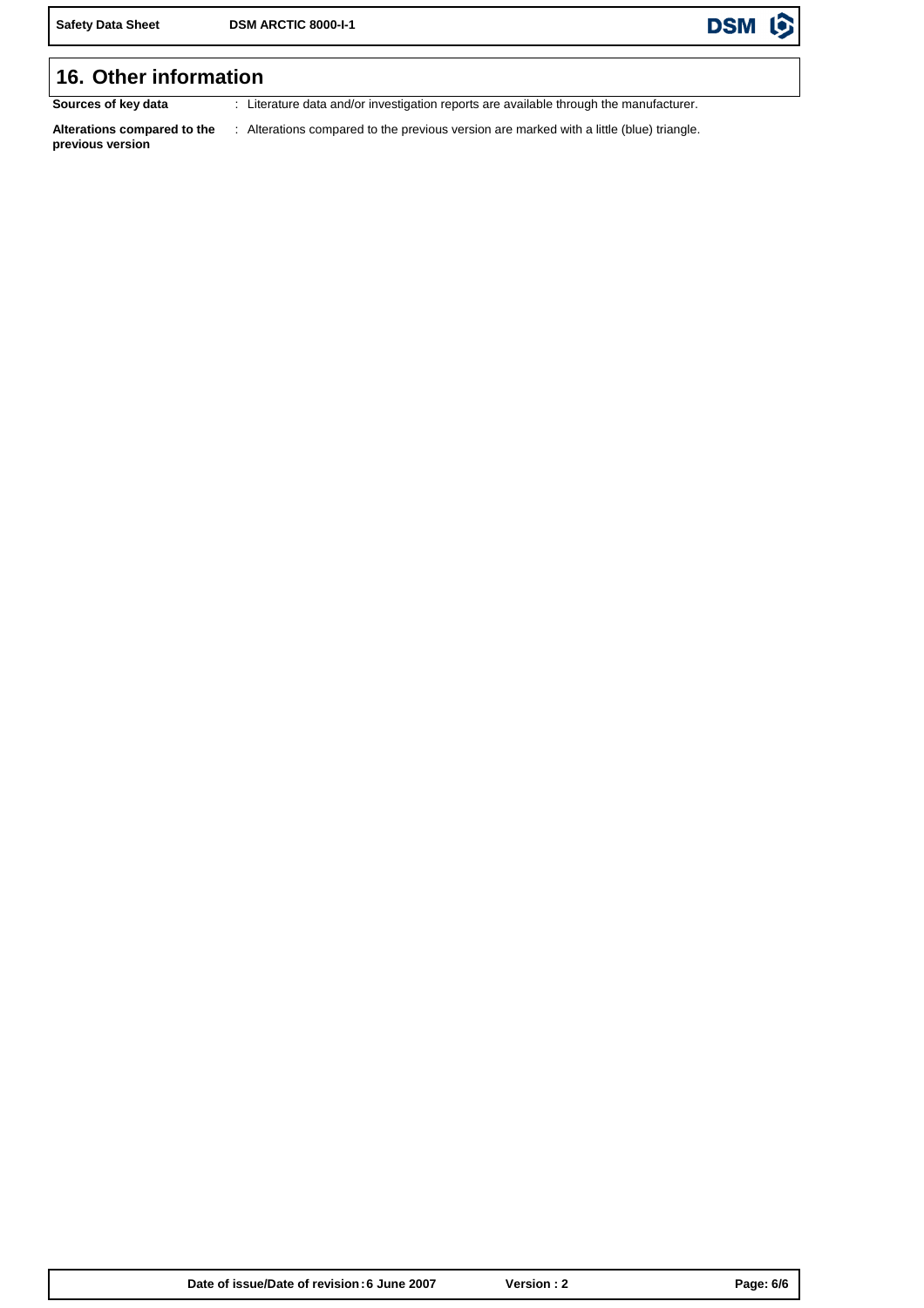## 16. Other information

| | |
|---|---|
| **Sources of key data** | : Literature data and/or investigation reports are available through the manufacturer. |
| **Alterations compared to the previous version** | : Alterations compared to the previous version are marked with a little (blue) triangle. |